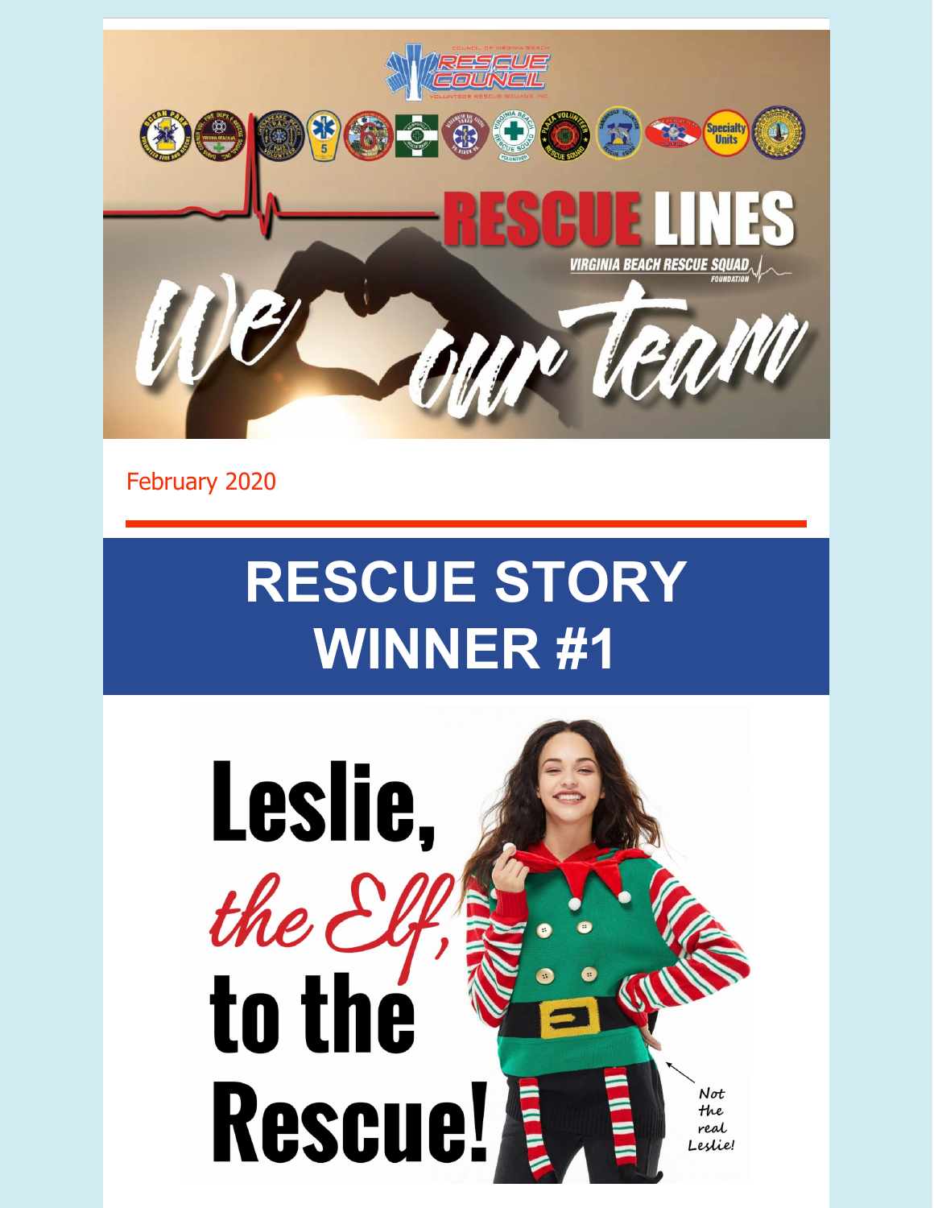# RESCUE LINES

VIRGINIA BEACH RESCUE SQUAD FOUNDATION

We ❤ our team

February 2020

## RESCUE STORY WINNER #1

# Leslie, *the Elf,* to the Rescue!

Not the real Leslie!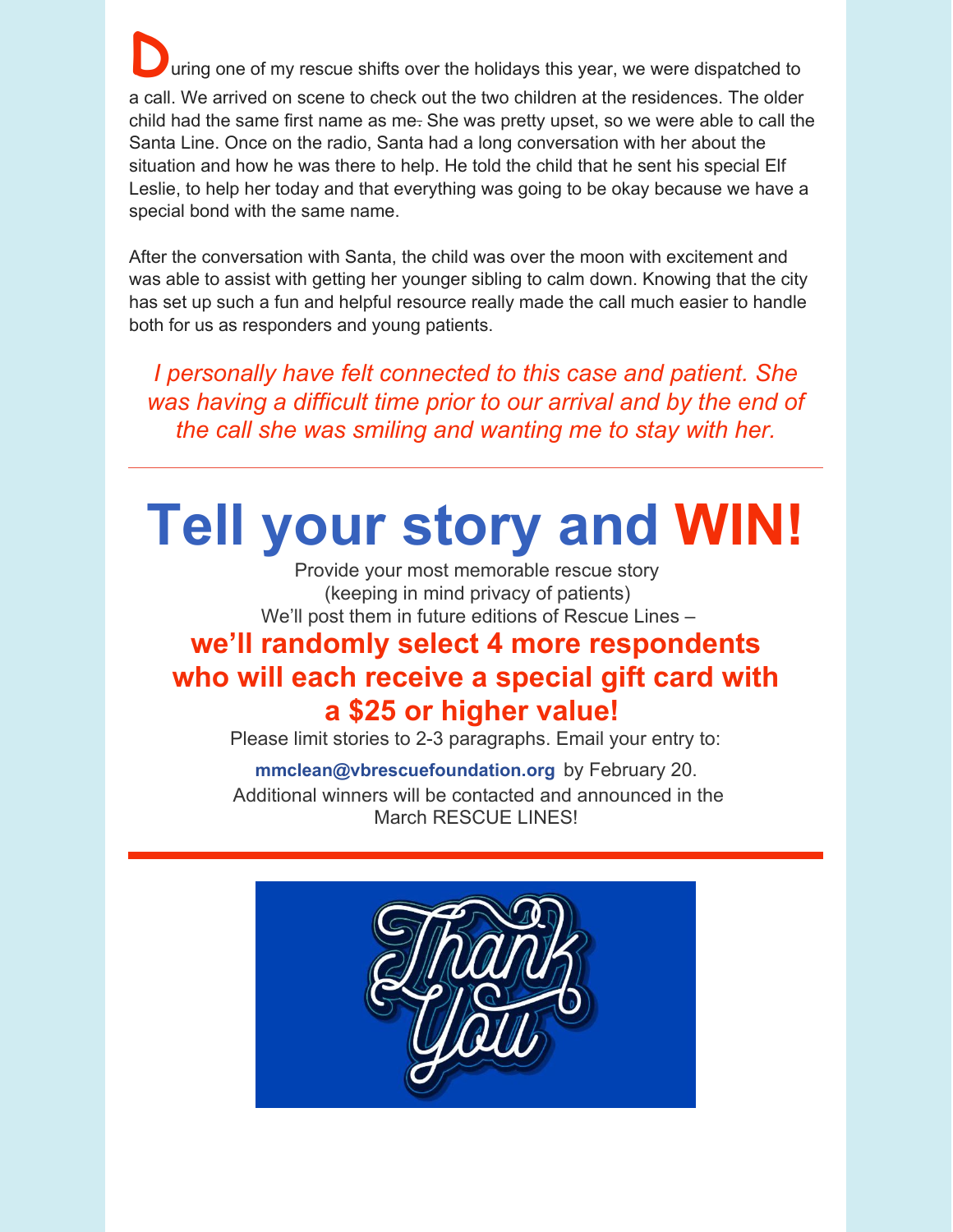During one of my rescue shifts over the holidays this year, we were dispatched to a call. We arrived on scene to check out the two children at the residences. The older child had the same first name as me. She was pretty upset, so we were able to call the Santa Line. Once on the radio, Santa had a long conversation with her about the situation and how he was there to help. He told the child that he sent his special Elf Leslie, to help her today and that everything was going to be okay because we have a special bond with the same name.

After the conversation with Santa, the child was over the moon with excitement and was able to assist with getting her younger sibling to calm down. Knowing that the city has set up such a fun and helpful resource really made the call much easier to handle both for us as responders and young patients.

*I personally have felt connected to this case and patient. She was having a difficult time prior to our arrival and by the end of the call she was smiling and wanting me to stay with her.*

---

# Tell your story and WIN!

Provide your most memorable rescue story
(keeping in mind privacy of patients)
We'll post them in future editions of Rescue Lines –

**we'll randomly select 4 more respondents who will each receive a special gift card with a $25 or higher value!**

Please limit stories to 2-3 paragraphs. Email your entry to:

**mmclean@vbrescuefoundation.org** by February 20.
Additional winners will be contacted and announced in the March RESCUE LINES!

---

Thank You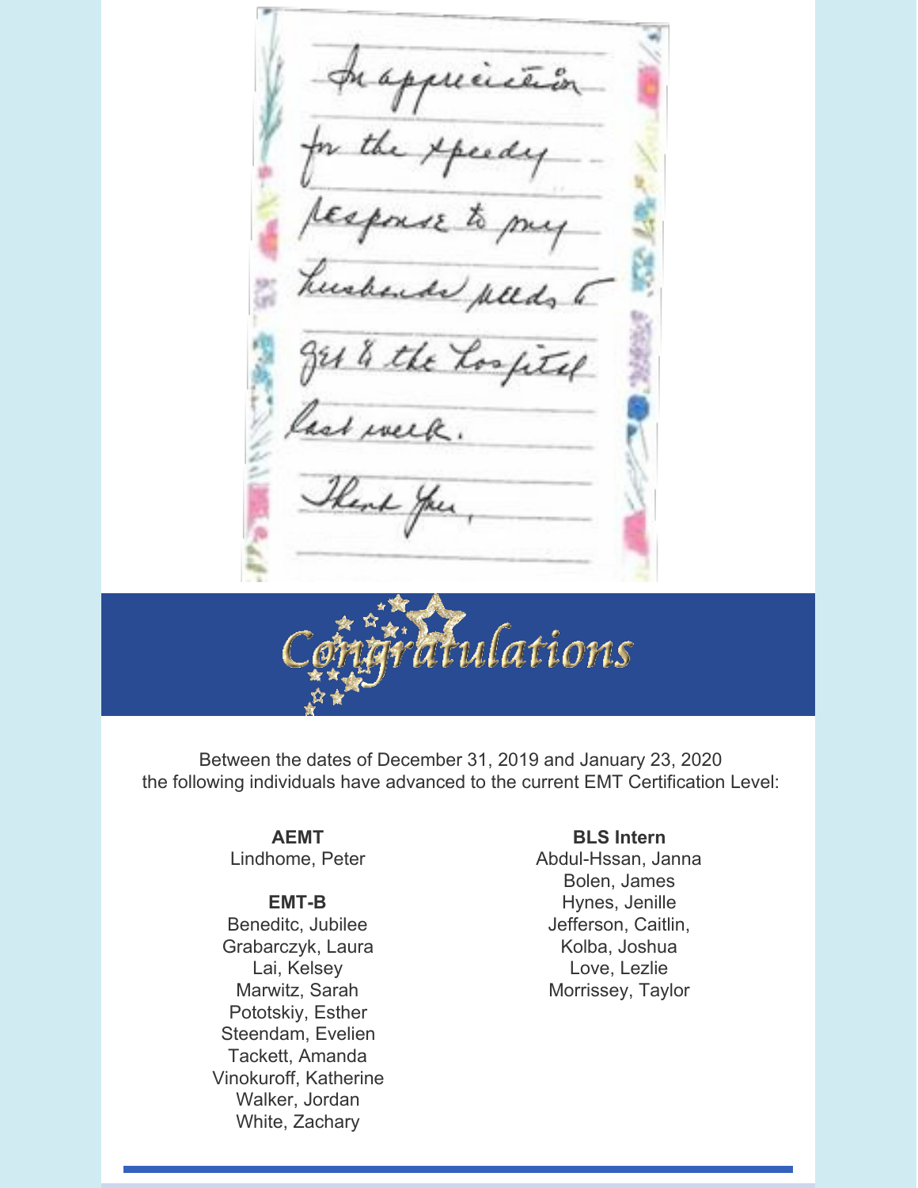In appreciation for the speedy response to my husbands needs to get to the hospital last week.

Thank You,

# Congratulations

Between the dates of December 31, 2019 and January 23, 2020 the following individuals have advanced to the current EMT Certification Level:

**AEMT**

Lindhome, Peter

**EMT-B**

Beneditc, Jubilee
Grabarczyk, Laura
Lai, Kelsey
Marwitz, Sarah
Pototskiy, Esther
Steendam, Evelien
Tackett, Amanda
Vinokuroff, Katherine
Walker, Jordan
White, Zachary

**BLS Intern**

Abdul-Hssan, Janna
Bolen, James
Hynes, Jenille
Jefferson, Caitlin,
Kolba, Joshua
Love, Lezlie
Morrissey, Taylor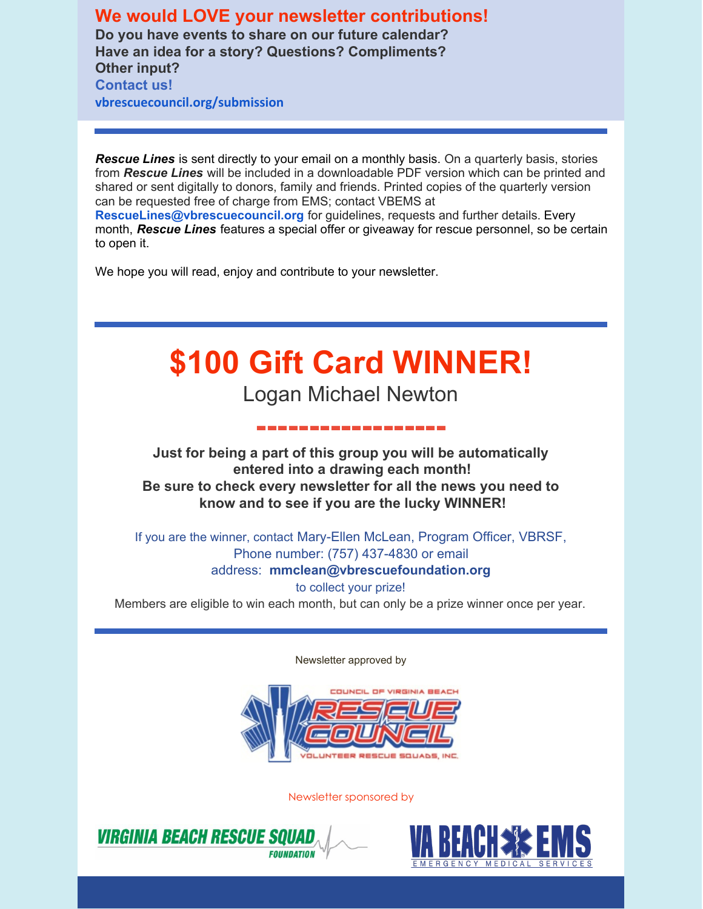## We would LOVE your newsletter contributions!

**Do you have events to share on our future calendar?**
**Have an idea for a story? Questions? Compliments?**
**Other input?**

**Contact us!**
**vbrescuecouncil.org/submission**

---

***Rescue Lines*** is sent directly to your email on a monthly basis. On a quarterly basis, stories from ***Rescue Lines*** will be included in a downloadable PDF version which can be printed and shared or sent digitally to donors, family and friends. Printed copies of the quarterly version can be requested free of charge from EMS; contact VBEMS at **RescueLines@vbrescuecouncil.org** for guidelines, requests and further details. Every month, ***Rescue Lines*** features a special offer or giveaway for rescue personnel, so be certain to open it.

We hope you will read, enjoy and contribute to your newsletter.

---

# $100 Gift Card WINNER!

Logan Michael Newton

**Just for being a part of this group you will be automatically entered into a drawing each month!**
**Be sure to check every newsletter for all the news you need to know and to see if you are the lucky WINNER!**

If you are the winner, contact Mary-Ellen McLean, Program Officer, VBRSF, Phone number: (757) 437-4830 or email address: **mmclean@vbrescuefoundation.org** to collect your prize!

Members are eligible to win each month, but can only be a prize winner once per year.

---

Newsletter approved by

COUNCIL OF VIRGINIA BEACH RESCUE COUNCIL VOLUNTEER RESCUE SQUADS, INC.

Newsletter sponsored by

VIRGINIA BEACH RESCUE SQUAD FOUNDATION

VA BEACH EMS EMERGENCY MEDICAL SERVICES